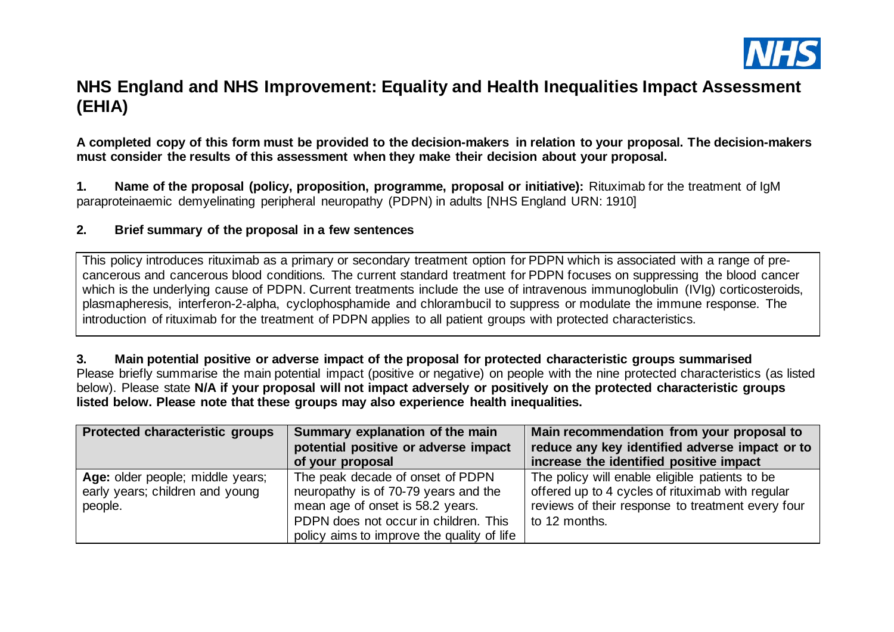# NHS England and NHS Improvement: Equality and Health Inequalities Impact Assessment (EHIA)

**A completed copy of this form must be provided to the decision-makers in relation to your proposal. The decision-makers must consider the results of this assessment when they make their decision about your proposal.**

**1. Name of the proposal (policy, proposition, programme, proposal or initiative):** Rituximab for the treatment of IgM paraproteinaemic demyelinating peripheral neuropathy (PDPN) in adults [NHS England URN: 1910]

**2. Brief summary of the proposal in a few sentences**

This policy introduces rituximab as a primary or secondary treatment option for PDPN which is associated with a range of pre-cancerous and cancerous blood conditions. The current standard treatment for PDPN focuses on suppressing the blood cancer which is the underlying cause of PDPN. Current treatments include the use of intravenous immunoglobulin (IVIg) corticosteroids, plasmapheresis, interferon-2-alpha, cyclophosphamide and chlorambucil to suppress or modulate the immune response. The introduction of rituximab for the treatment of PDPN applies to all patient groups with protected characteristics.

**3. Main potential positive or adverse impact of the proposal for protected characteristic groups summarised**

Please briefly summarise the main potential impact (positive or negative) on people with the nine protected characteristics (as listed below). Please state **N/A if your proposal will not impact adversely or positively on the protected characteristic groups listed below. Please note that these groups may also experience health inequalities.**

| Protected characteristic groups | Summary explanation of the main potential positive or adverse impact of your proposal | Main recommendation from your proposal to reduce any key identified adverse impact or to increase the identified positive impact |
|---|---|---|
| **Age:** older people; middle years; early years; children and young people. | The peak decade of onset of PDPN neuropathy is of 70-79 years and the mean age of onset is 58.2 years. PDPN does not occur in children. This policy aims to improve the quality of life | The policy will enable eligible patients to be offered up to 4 cycles of rituximab with regular reviews of their response to treatment every four to 12 months. |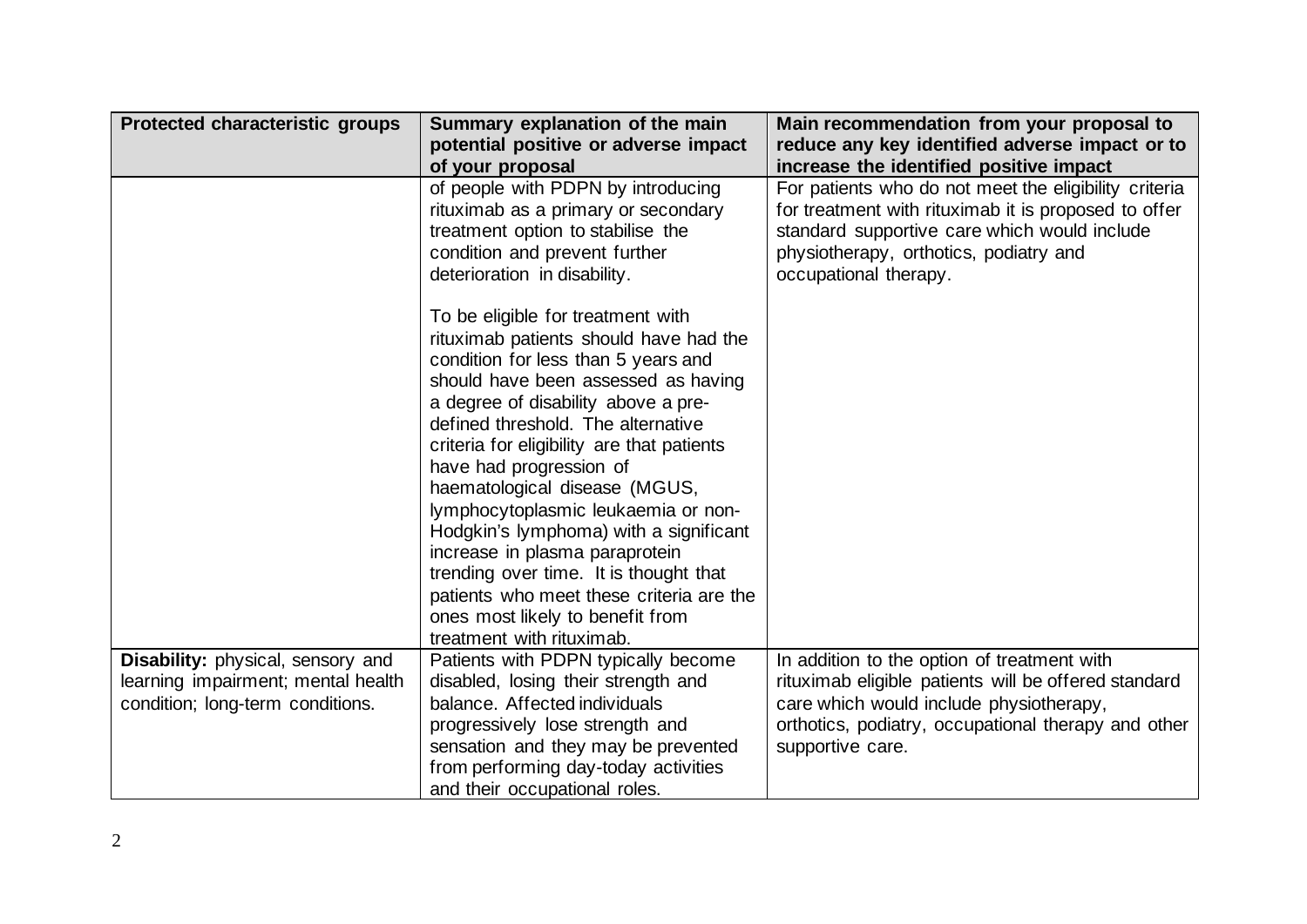| Protected characteristic groups | Summary explanation of the main potential positive or adverse impact of your proposal | Main recommendation from your proposal to reduce any key identified adverse impact or to increase the identified positive impact |
|---|---|---|
| | of people with PDPN by introducing rituximab as a primary or secondary treatment option to stabilise the condition and prevent further deterioration in disability.<br><br>To be eligible for treatment with rituximab patients should have had the condition for less than 5 years and should have been assessed as having a degree of disability above a pre-defined threshold. The alternative criteria for eligibility are that patients have had progression of haematological disease (MGUS, lymphocytoplasmic leukaemia or non-Hodgkin's lymphoma) with a significant increase in plasma paraprotein trending over time. It is thought that patients who meet these criteria are the ones most likely to benefit from treatment with rituximab. | For patients who do not meet the eligibility criteria for treatment with rituximab it is proposed to offer standard supportive care which would include physiotherapy, orthotics, podiatry and occupational therapy. |
| **Disability:** physical, sensory and learning impairment; mental health condition; long-term conditions. | Patients with PDPN typically become disabled, losing their strength and balance. Affected individuals progressively lose strength and sensation and they may be prevented from performing day-today activities and their occupational roles. | In addition to the option of treatment with rituximab eligible patients will be offered standard care which would include physiotherapy, orthotics, podiatry, occupational therapy and other supportive care. |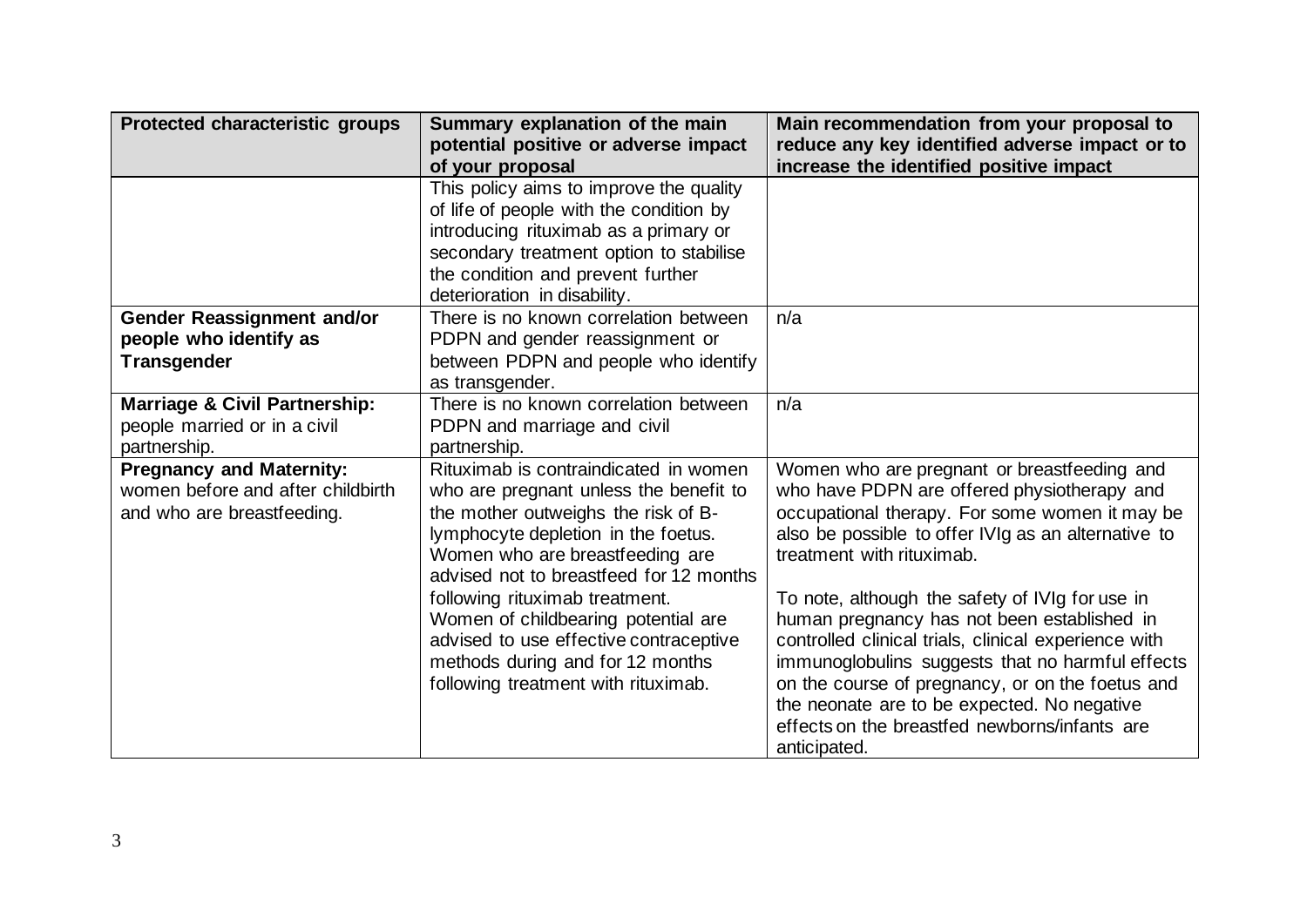| Protected characteristic groups | Summary explanation of the main potential positive or adverse impact of your proposal | Main recommendation from your proposal to reduce any key identified adverse impact or to increase the identified positive impact |
|---|---|---|
| | This policy aims to improve the quality of life of people with the condition by introducing rituximab as a primary or secondary treatment option to stabilise the condition and prevent further deterioration in disability. | |
| **Gender Reassignment and/or people who identify as Transgender** | There is no known correlation between PDPN and gender reassignment or between PDPN and people who identify as transgender. | n/a |
| **Marriage & Civil Partnership:** people married or in a civil partnership. | There is no known correlation between PDPN and marriage and civil partnership. | n/a |
| **Pregnancy and Maternity:** women before and after childbirth and who are breastfeeding. | Rituximab is contraindicated in women who are pregnant unless the benefit to the mother outweighs the risk of B-lymphocyte depletion in the foetus. Women who are breastfeeding are advised not to breastfeed for 12 months following rituximab treatment. Women of childbearing potential are advised to use effective contraceptive methods during and for 12 months following treatment with rituximab. | Women who are pregnant or breastfeeding and who have PDPN are offered physiotherapy and occupational therapy. For some women it may be also be possible to offer IVIg as an alternative to treatment with rituximab.<br><br>To note, although the safety of IVIg for use in human pregnancy has not been established in controlled clinical trials, clinical experience with immunoglobulins suggests that no harmful effects on the course of pregnancy, or on the foetus and the neonate are to be expected. No negative effects on the breastfed newborns/infants are anticipated. |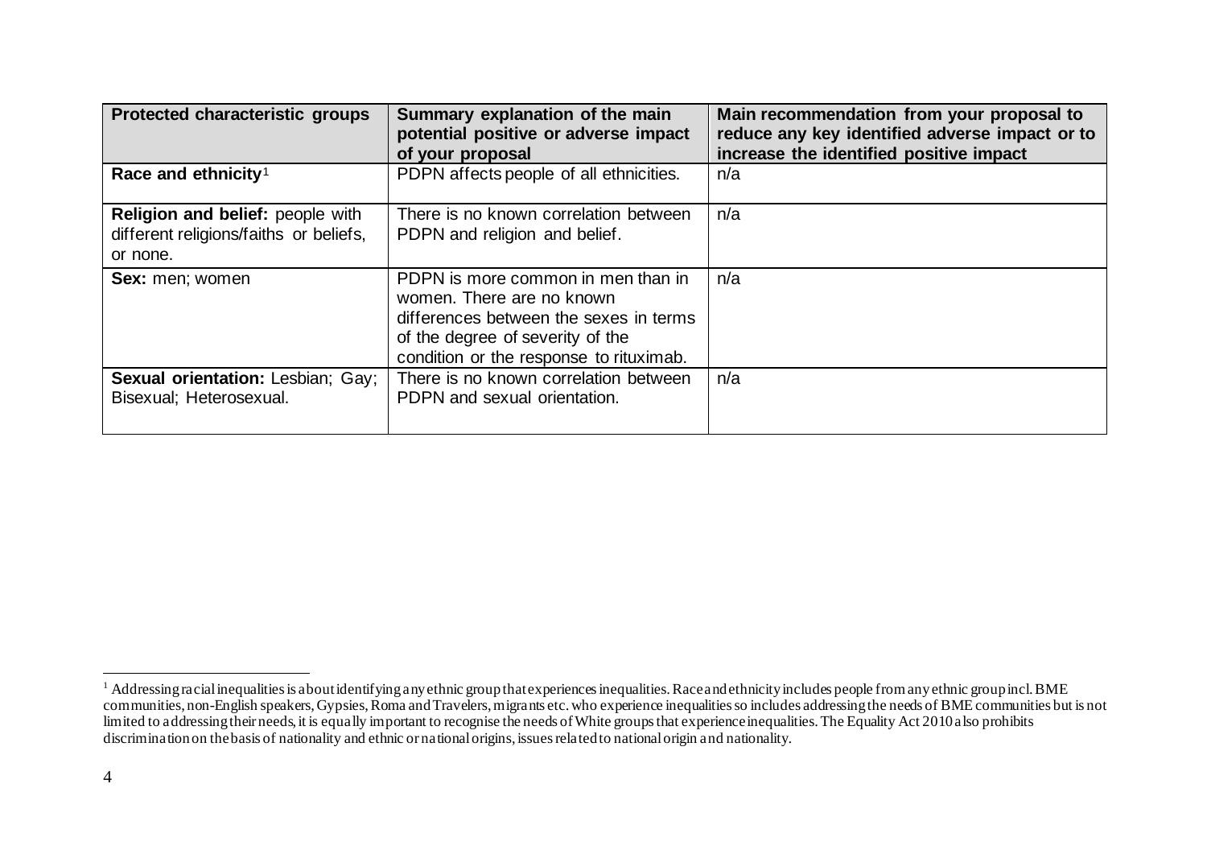| Protected characteristic groups | Summary explanation of the main potential positive or adverse impact of your proposal | Main recommendation from your proposal to reduce any key identified adverse impact or to increase the identified positive impact |
|---|---|---|
| **Race and ethnicity**[1] | PDPN affects people of all ethnicities. | n/a |
| **Religion and belief:** people with different religions/faiths or beliefs, or none. | There is no known correlation between PDPN and religion and belief. | n/a |
| **Sex:** men; women | PDPN is more common in men than in women. There are no known differences between the sexes in terms of the degree of severity of the condition or the response to rituximab. | n/a |
| **Sexual orientation:** Lesbian; Gay; Bisexual; Heterosexual. | There is no known correlation between PDPN and sexual orientation. | n/a |

[1] Addressing racial inequalities is about identifying any ethnic group that experiences inequalities. Race and ethnicity includes people from any ethnic group incl. BME communities, non-English speakers, Gypsies, Roma and Travelers, migrants etc. who experience inequalities so includes addressing the needs of BME communities but is not limited to addressing their needs, it is equally important to recognise the needs of White groups that experience inequalities. The Equality Act 2010 also prohibits discrimination on the basis of nationality and ethnic or national origins, issues related to national origin and nationality.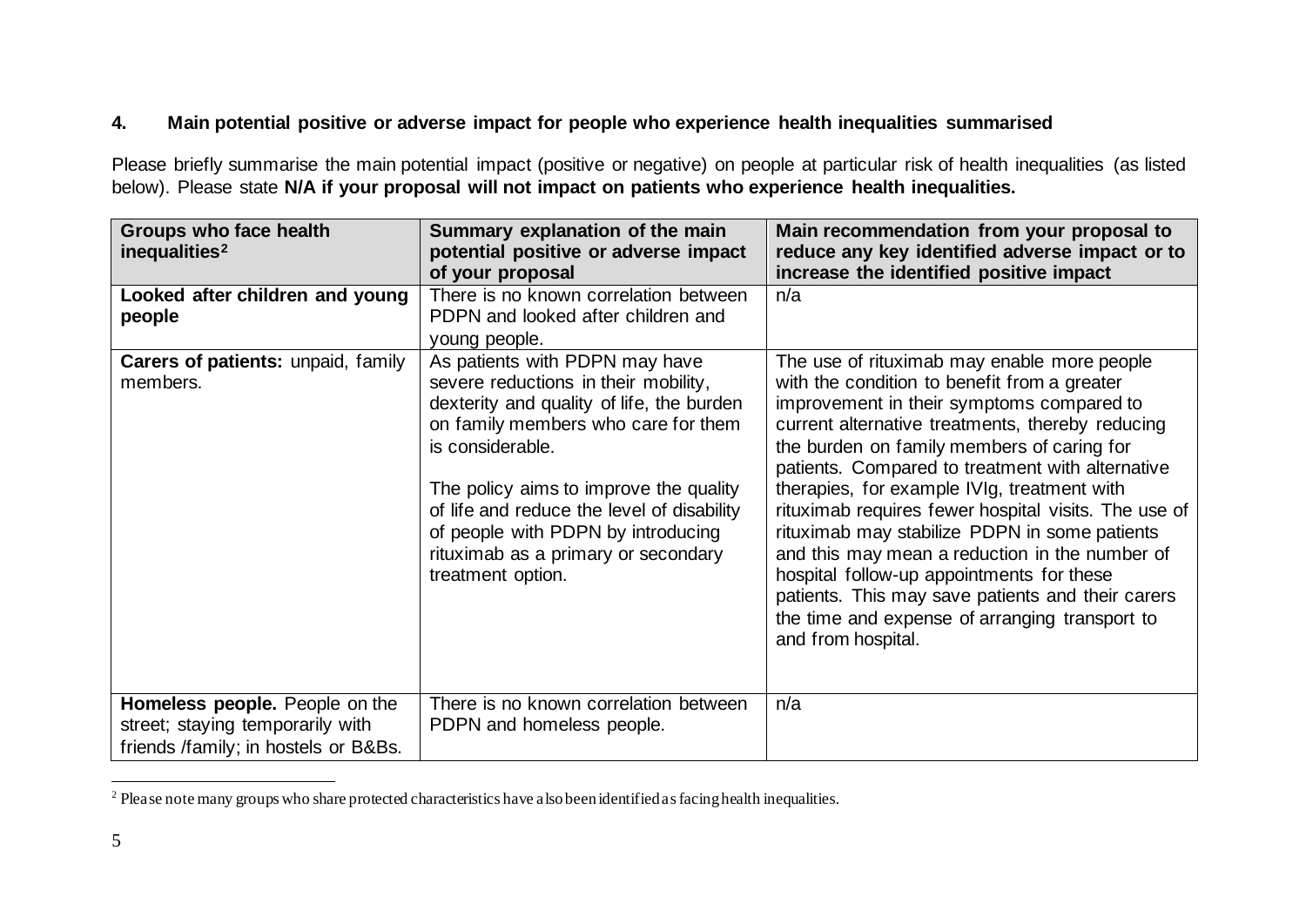## 4. Main potential positive or adverse impact for people who experience health inequalities summarised

Please briefly summarise the main potential impact (positive or negative) on people at particular risk of health inequalities (as listed below). Please state **N/A if your proposal will not impact on patients who experience health inequalities.**

| Groups who face health inequalities[2] | Summary explanation of the main potential positive or adverse impact of your proposal | Main recommendation from your proposal to reduce any key identified adverse impact or to increase the identified positive impact |
|---|---|---|
| **Looked after children and young people** | There is no known correlation between PDPN and looked after children and young people. | n/a |
| **Carers of patients:** unpaid, family members. | As patients with PDPN may have severe reductions in their mobility, dexterity and quality of life, the burden on family members who care for them is considerable.<br><br>The policy aims to improve the quality of life and reduce the level of disability of people with PDPN by introducing rituximab as a primary or secondary treatment option. | The use of rituximab may enable more people with the condition to benefit from a greater improvement in their symptoms compared to current alternative treatments, thereby reducing the burden on family members of caring for patients. Compared to treatment with alternative therapies, for example IVIg, treatment with rituximab requires fewer hospital visits. The use of rituximab may stabilize PDPN in some patients and this may mean a reduction in the number of hospital follow-up appointments for these patients. This may save patients and their carers the time and expense of arranging transport to and from hospital. |
| **Homeless people.** People on the street; staying temporarily with friends /family; in hostels or B&Bs. | There is no known correlation between PDPN and homeless people. | n/a |

[2] Please note many groups who share protected characteristics have also been identified as facing health inequalities.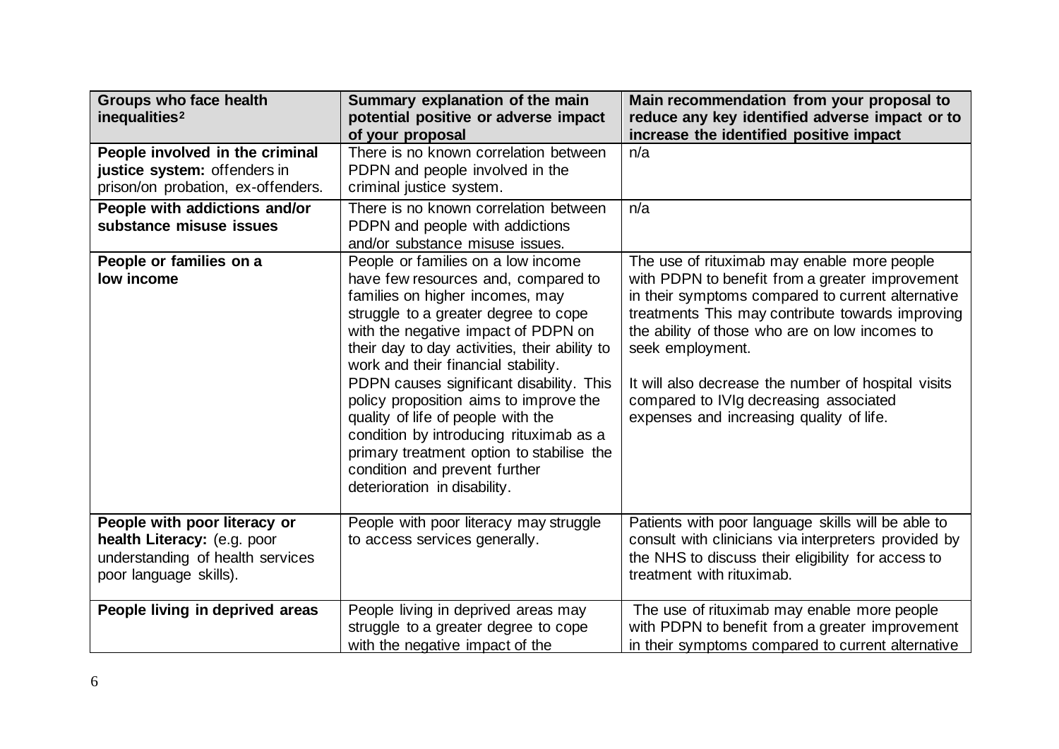| **Groups who face health inequalities**[2] | **Summary explanation of the main potential positive or adverse impact of your proposal** | **Main recommendation from your proposal to reduce any key identified adverse impact or to increase the identified positive impact** |
|---|---|---|
| **People involved in the criminal justice system:** offenders in prison/on probation, ex-offenders. | There is no known correlation between PDPN and people involved in the criminal justice system. | n/a |
| **People with addictions and/or substance misuse issues** | There is no known correlation between PDPN and people with addictions and/or substance misuse issues. | n/a |
| **People or families on a low income** | People or families on a low income have few resources and, compared to families on higher incomes, may struggle to a greater degree to cope with the negative impact of PDPN on their day to day activities, their ability to work and their financial stability. PDPN causes significant disability. This policy proposition aims to improve the quality of life of people with the condition by introducing rituximab as a primary treatment option to stabilise the condition and prevent further deterioration in disability. | The use of rituximab may enable more people with PDPN to benefit from a greater improvement in their symptoms compared to current alternative treatments This may contribute towards improving the ability of those who are on low incomes to seek employment.<br><br>It will also decrease the number of hospital visits compared to IVIg decreasing associated expenses and increasing quality of life. |
| **People with poor literacy or health Literacy:** (e.g. poor understanding of health services poor language skills). | People with poor literacy may struggle to access services generally. | Patients with poor language skills will be able to consult with clinicians via interpreters provided by the NHS to discuss their eligibility for access to treatment with rituximab. |
| **People living in deprived areas** | People living in deprived areas may struggle to a greater degree to cope with the negative impact of the | The use of rituximab may enable more people with PDPN to benefit from a greater improvement in their symptoms compared to current alternative |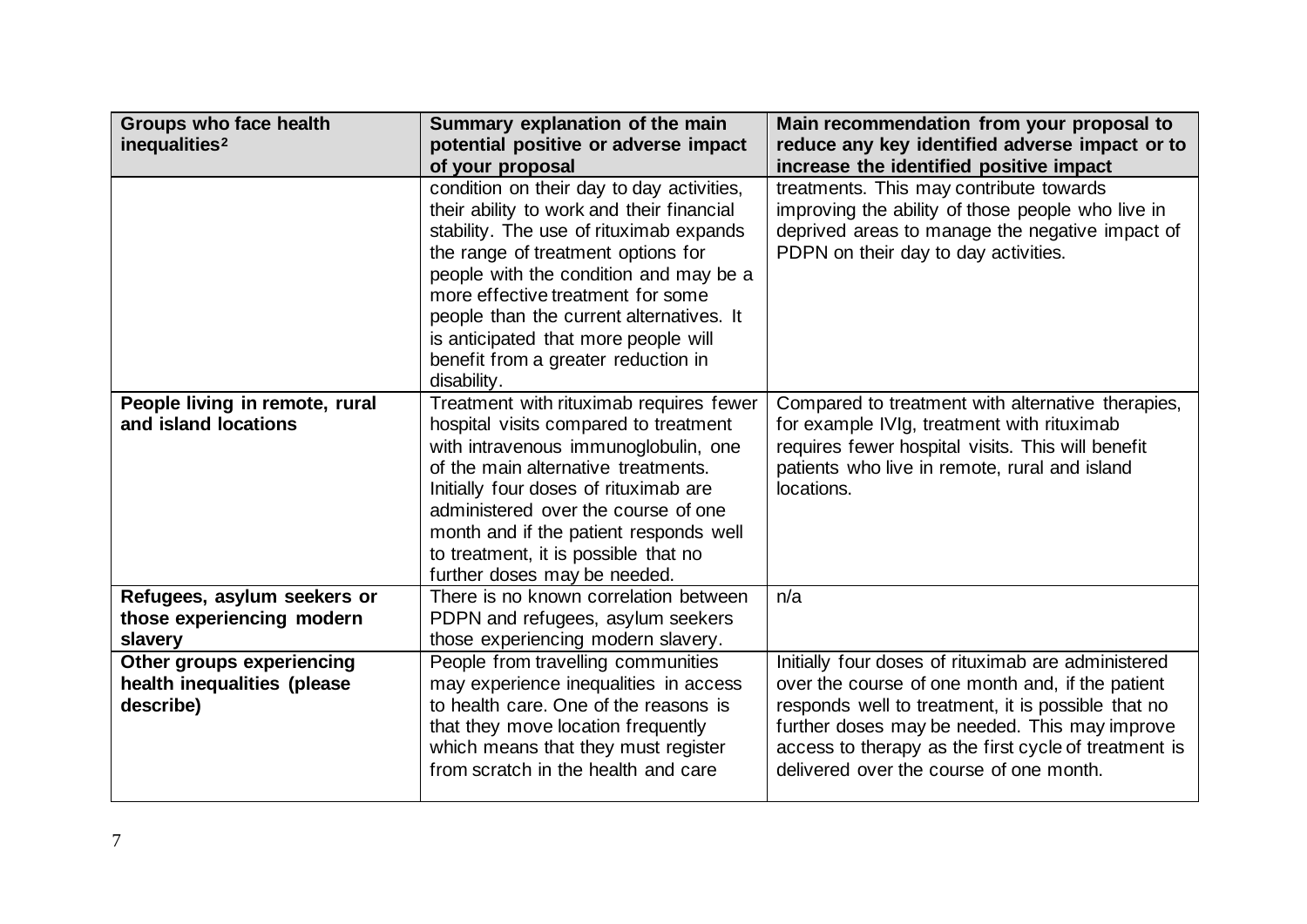| Groups who face health inequalities[2] | Summary explanation of the main potential positive or adverse impact of your proposal | Main recommendation from your proposal to reduce any key identified adverse impact or to increase the identified positive impact |
| --- | --- | --- |
| | condition on their day to day activities, their ability to work and their financial stability. The use of rituximab expands the range of treatment options for people with the condition and may be a more effective treatment for some people than the current alternatives. It is anticipated that more people will benefit from a greater reduction in disability. | treatments. This may contribute towards improving the ability of those people who live in deprived areas to manage the negative impact of PDPN on their day to day activities. |
| **People living in remote, rural and island locations** | Treatment with rituximab requires fewer hospital visits compared to treatment with intravenous immunoglobulin, one of the main alternative treatments. Initially four doses of rituximab are administered over the course of one month and if the patient responds well to treatment, it is possible that no further doses may be needed. | Compared to treatment with alternative therapies, for example IVIg, treatment with rituximab requires fewer hospital visits. This will benefit patients who live in remote, rural and island locations. |
| **Refugees, asylum seekers or those experiencing modern slavery** | There is no known correlation between PDPN and refugees, asylum seekers those experiencing modern slavery. | n/a |
| **Other groups experiencing health inequalities (please describe)** | People from travelling communities may experience inequalities in access to health care. One of the reasons is that they move location frequently which means that they must register from scratch in the health and care | Initially four doses of rituximab are administered over the course of one month and, if the patient responds well to treatment, it is possible that no further doses may be needed. This may improve access to therapy as the first cycle of treatment is delivered over the course of one month. |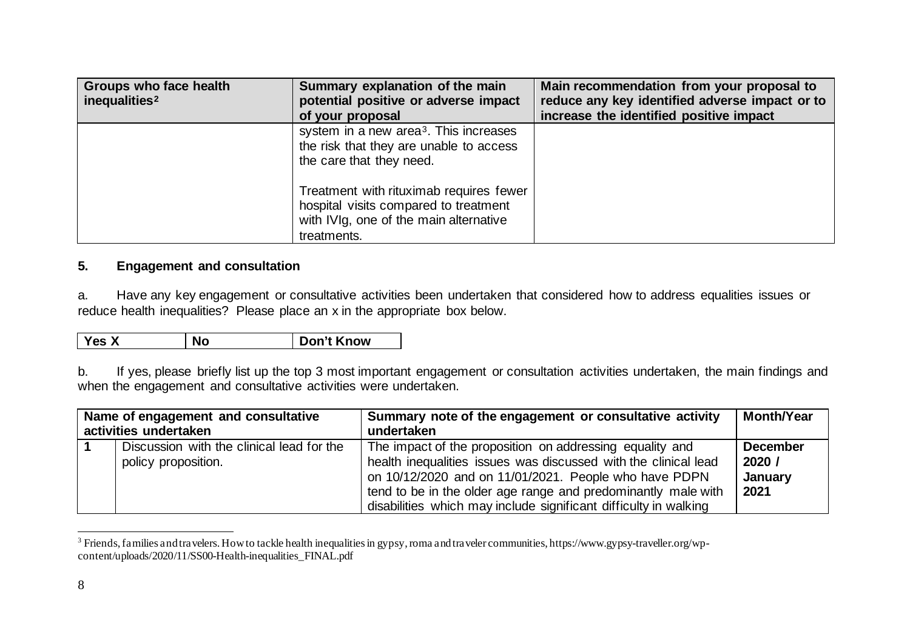| Groups who face health inequalities[2] | Summary explanation of the main potential positive or adverse impact of your proposal | Main recommendation from your proposal to reduce any key identified adverse impact or to increase the identified positive impact |
|---|---|---|
| | system in a new area[3]. This increases the risk that they are unable to access the care that they need.<br><br>Treatment with rituximab requires fewer hospital visits compared to treatment with IVIg, one of the main alternative treatments. | |

### 5. Engagement and consultation

a. Have any key engagement or consultative activities been undertaken that considered how to address equalities issues or reduce health inequalities? Please place an x in the appropriate box below.

| Yes X | No | Don't Know |
|---|---|---|

b. If yes, please briefly list up the top 3 most important engagement or consultation activities undertaken, the main findings and when the engagement and consultative activities were undertaken.

| | Name of engagement and consultative activities undertaken | Summary note of the engagement or consultative activity undertaken | Month/Year |
|---|---|---|---|
| **1** | Discussion with the clinical lead for the policy proposition. | The impact of the proposition on addressing equality and health inequalities issues was discussed with the clinical lead on 10/12/2020 and on 11/01/2021. People who have PDPN tend to be in the older age range and predominantly male with disabilities which may include significant difficulty in walking | **December 2020 / January 2021** |

[3] Friends, families and travelers. How to tackle health inequalities in gypsy, roma and traveler communities, https://www.gypsy-traveller.org/wp-content/uploads/2020/11/SS00-Health-inequalities_FINAL.pdf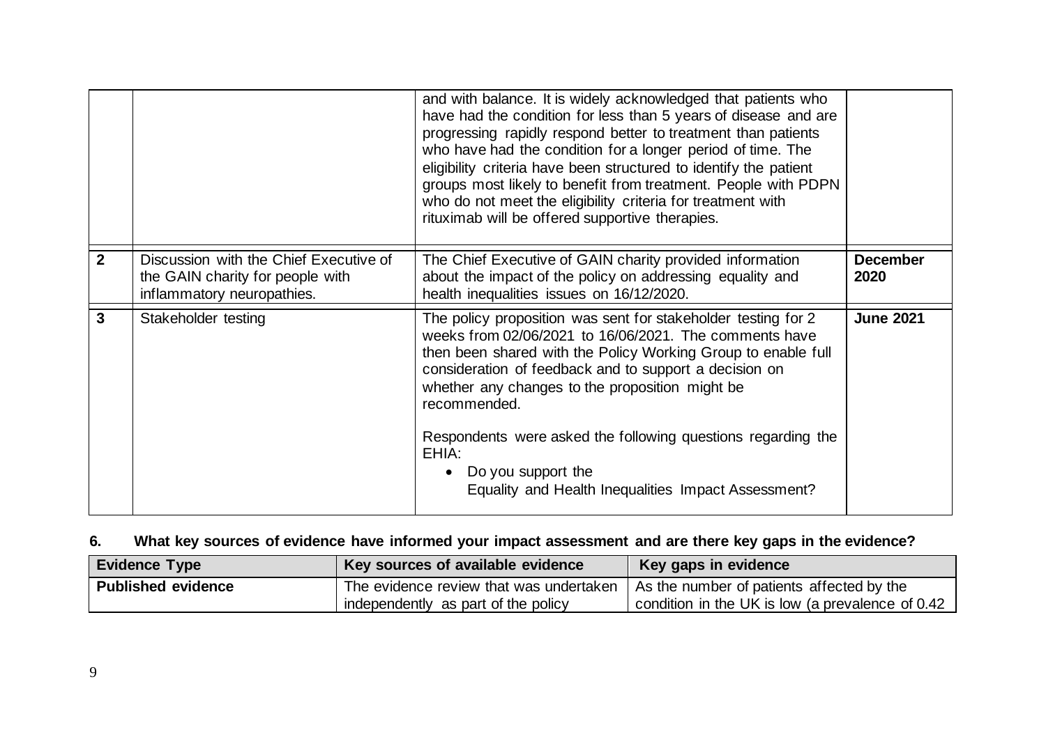| | | | |
|---|---|---|---|
| | | and with balance. It is widely acknowledged that patients who have had the condition for less than 5 years of disease and are progressing rapidly respond better to treatment than patients who have had the condition for a longer period of time. The eligibility criteria have been structured to identify the patient groups most likely to benefit from treatment. People with PDPN who do not meet the eligibility criteria for treatment with rituximab will be offered supportive therapies. | |
| **2** | Discussion with the Chief Executive of the GAIN charity for people with inflammatory neuropathies. | The Chief Executive of GAIN charity provided information about the impact of the policy on addressing equality and health inequalities issues on 16/12/2020. | **December 2020** |
| **3** | Stakeholder testing | The policy proposition was sent for stakeholder testing for 2 weeks from 02/06/2021 to 16/06/2021. The comments have then been shared with the Policy Working Group to enable full consideration of feedback and to support a decision on whether any changes to the proposition might be recommended.<br><br>Respondents were asked the following questions regarding the EHIA:<br>• Do you support the Equality and Health Inequalities Impact Assessment? | **June 2021** |

**6. What key sources of evidence have informed your impact assessment and are there key gaps in the evidence?**

| Evidence Type | Key sources of available evidence | Key gaps in evidence |
|---|---|---|
| **Published evidence** | The evidence review that was undertaken independently as part of the policy | As the number of patients affected by the condition in the UK is low (a prevalence of 0.42 |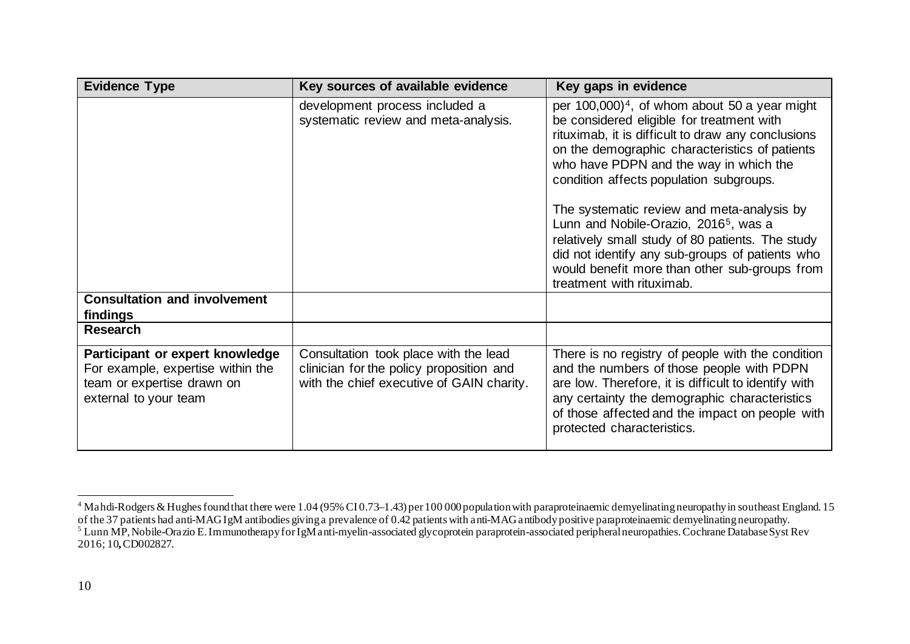| Evidence Type | Key sources of available evidence | Key gaps in evidence |
|---|---|---|
| | development process included a systematic review and meta-analysis. | per 100,000)[4], of whom about 50 a year might be considered eligible for treatment with rituximab, it is difficult to draw any conclusions on the demographic characteristics of patients who have PDPN and the way in which the condition affects population subgroups.<br><br>The systematic review and meta-analysis by Lunn and Nobile-Orazio, 2016[5], was a relatively small study of 80 patients. The study did not identify any sub-groups of patients who would benefit more than other sub-groups from treatment with rituximab. |
| **Consultation and involvement findings** | | |
| **Research** | | |
| **Participant or expert knowledge** For example, expertise within the team or expertise drawn on external to your team | Consultation took place with the lead clinician for the policy proposition and with the chief executive of GAIN charity. | There is no registry of people with the condition and the numbers of those people with PDPN are low. Therefore, it is difficult to identify with any certainty the demographic characteristics of those affected and the impact on people with protected characteristics. |

[4] Mahdi-Rodgers & Hughes found that there were 1.04 (95% CI 0.73–1.43) per 100 000 population with paraproteinaemic demyelinating neuropathy in southeast England. 15 of the 37 patients had anti-MAG IgM antibodies giving a prevalence of 0.42 patients with anti-MAG antibody positive paraproteinaemic demyelinating neuropathy.

[5] Lunn MP, Nobile-Orazio E. Immunotherapy for IgM anti-myelin-associated glycoprotein paraprotein-associated peripheral neuropathies. Cochrane Database Syst Rev 2016; 10**,** CD002827.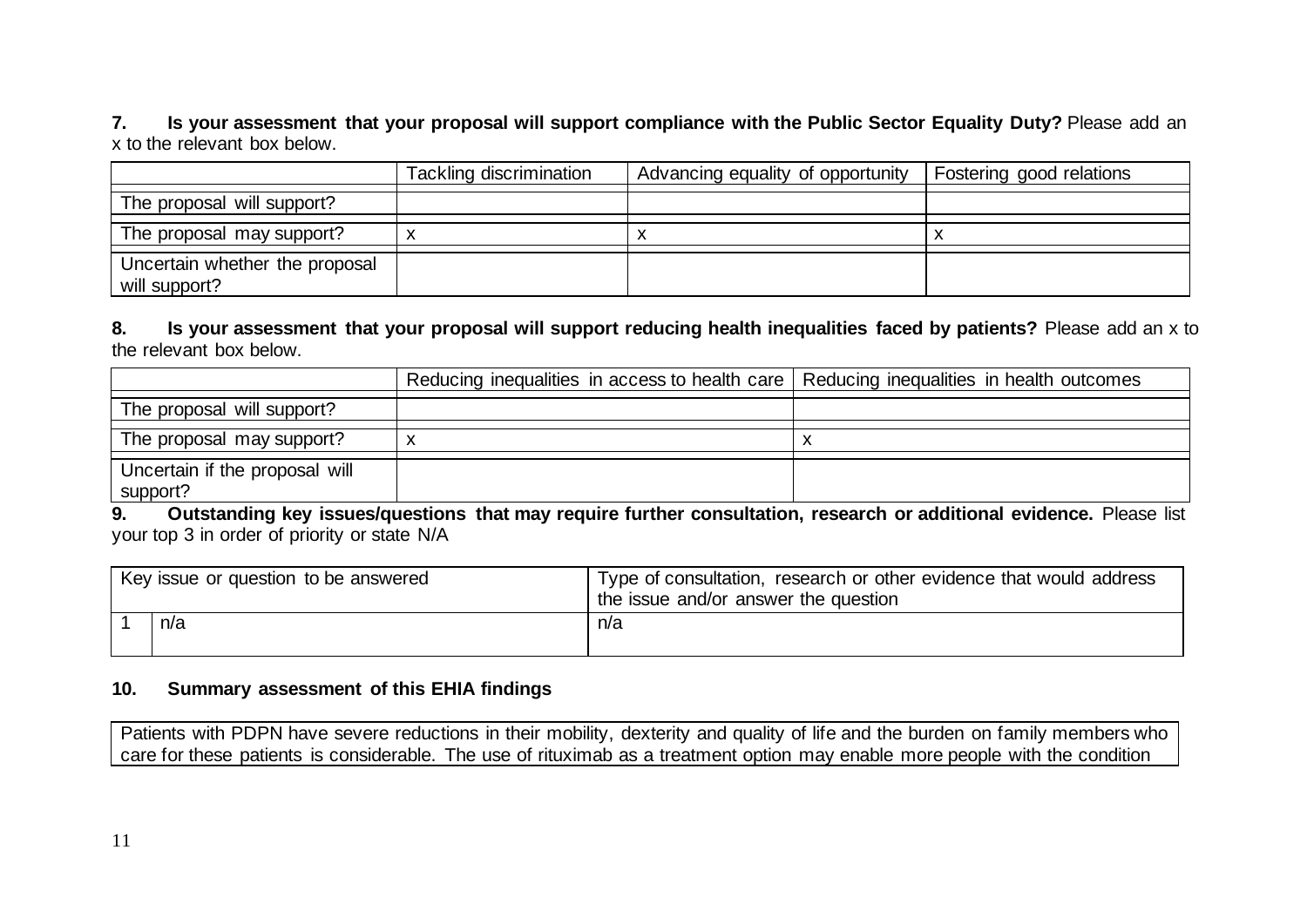**7. Is your assessment that your proposal will support compliance with the Public Sector Equality Duty?** Please add an x to the relevant box below.

| | Tackling discrimination | Advancing equality of opportunity | Fostering good relations |
|---|---|---|---|
| The proposal will support? | | | |
| The proposal may support? | x | x | x |
| Uncertain whether the proposal will support? | | | |

**8. Is your assessment that your proposal will support reducing health inequalities faced by patients?** Please add an x to the relevant box below.

| | Reducing inequalities in access to health care | Reducing inequalities in health outcomes |
|---|---|---|
| The proposal will support? | | |
| The proposal may support? | x | x |
| Uncertain if the proposal will support? | | |

**9. Outstanding key issues/questions that may require further consultation, research or additional evidence.** Please list your top 3 in order of priority or state N/A

| | Key issue or question to be answered | Type of consultation, research or other evidence that would address the issue and/or answer the question |
|---|---|---|
| 1 | n/a | n/a |

**10. Summary assessment of this EHIA findings**

Patients with PDPN have severe reductions in their mobility, dexterity and quality of life and the burden on family members who care for these patients is considerable. The use of rituximab as a treatment option may enable more people with the condition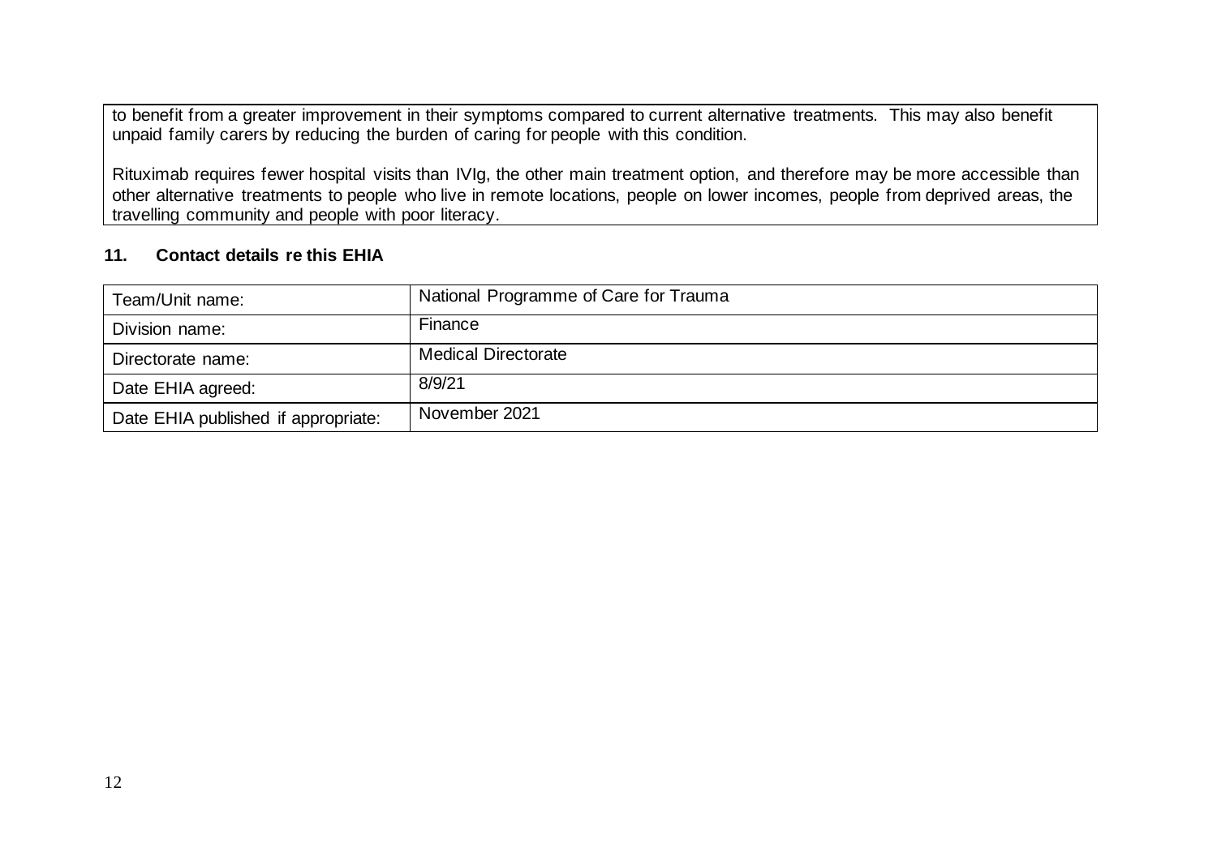to benefit from a greater improvement in their symptoms compared to current alternative treatments. This may also benefit unpaid family carers by reducing the burden of caring for people with this condition.

Rituximab requires fewer hospital visits than IVIg, the other main treatment option, and therefore may be more accessible than other alternative treatments to people who live in remote locations, people on lower incomes, people from deprived areas, the travelling community and people with poor literacy.

## 11. Contact details re this EHIA

| | |
|---|---|
| Team/Unit name: | National Programme of Care for Trauma |
| Division name: | Finance |
| Directorate name: | Medical Directorate |
| Date EHIA agreed: | 8/9/21 |
| Date EHIA published if appropriate: | November 2021 |